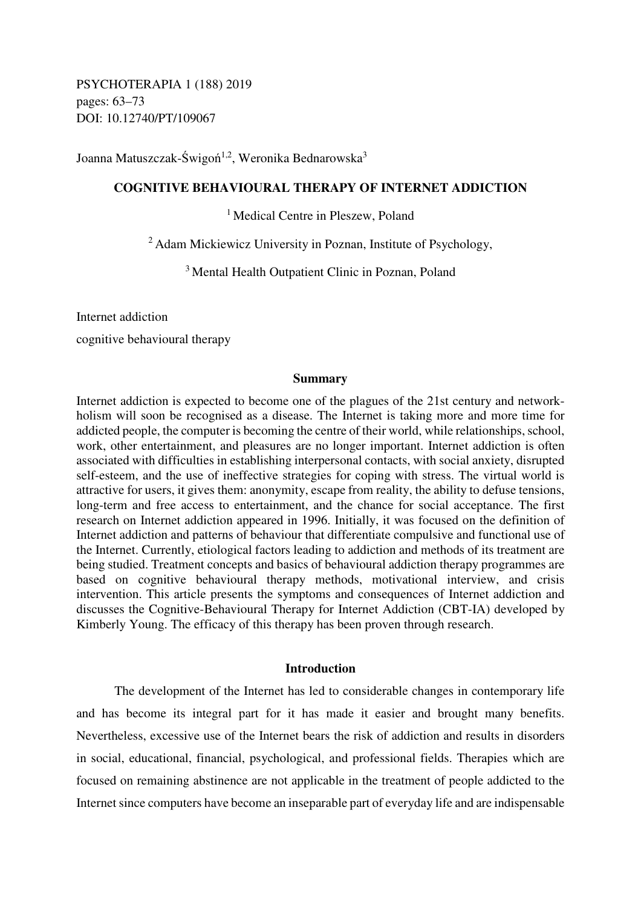PSYCHOTERAPIA 1 (188) 2019
pages: 63–73
DOI: 10.12740/PT/109067

Joanna Matuszczak-Świgoń[1,2], Weronika Bednarowska[3]

# COGNITIVE BEHAVIOURAL THERAPY OF INTERNET ADDICTION

[1] Medical Centre in Pleszew, Poland

[2] Adam Mickiewicz University in Poznan, Institute of Psychology,

[3] Mental Health Outpatient Clinic in Poznan, Poland

Internet addiction

cognitive behavioural therapy

## Summary

Internet addiction is expected to become one of the plagues of the 21st century and network-holism will soon be recognised as a disease. The Internet is taking more and more time for addicted people, the computer is becoming the centre of their world, while relationships, school, work, other entertainment, and pleasures are no longer important. Internet addiction is often associated with difficulties in establishing interpersonal contacts, with social anxiety, disrupted self-esteem, and the use of ineffective strategies for coping with stress. The virtual world is attractive for users, it gives them: anonymity, escape from reality, the ability to defuse tensions, long-term and free access to entertainment, and the chance for social acceptance. The first research on Internet addiction appeared in 1996. Initially, it was focused on the definition of Internet addiction and patterns of behaviour that differentiate compulsive and functional use of the Internet. Currently, etiological factors leading to addiction and methods of its treatment are being studied. Treatment concepts and basics of behavioural addiction therapy programmes are based on cognitive behavioural therapy methods, motivational interview, and crisis intervention. This article presents the symptoms and consequences of Internet addiction and discusses the Cognitive-Behavioural Therapy for Internet Addiction (CBT-IA) developed by Kimberly Young. The efficacy of this therapy has been proven through research.

## Introduction

The development of the Internet has led to considerable changes in contemporary life and has become its integral part for it has made it easier and brought many benefits. Nevertheless, excessive use of the Internet bears the risk of addiction and results in disorders in social, educational, financial, psychological, and professional fields. Therapies which are focused on remaining abstinence are not applicable in the treatment of people addicted to the Internet since computers have become an inseparable part of everyday life and are indispensable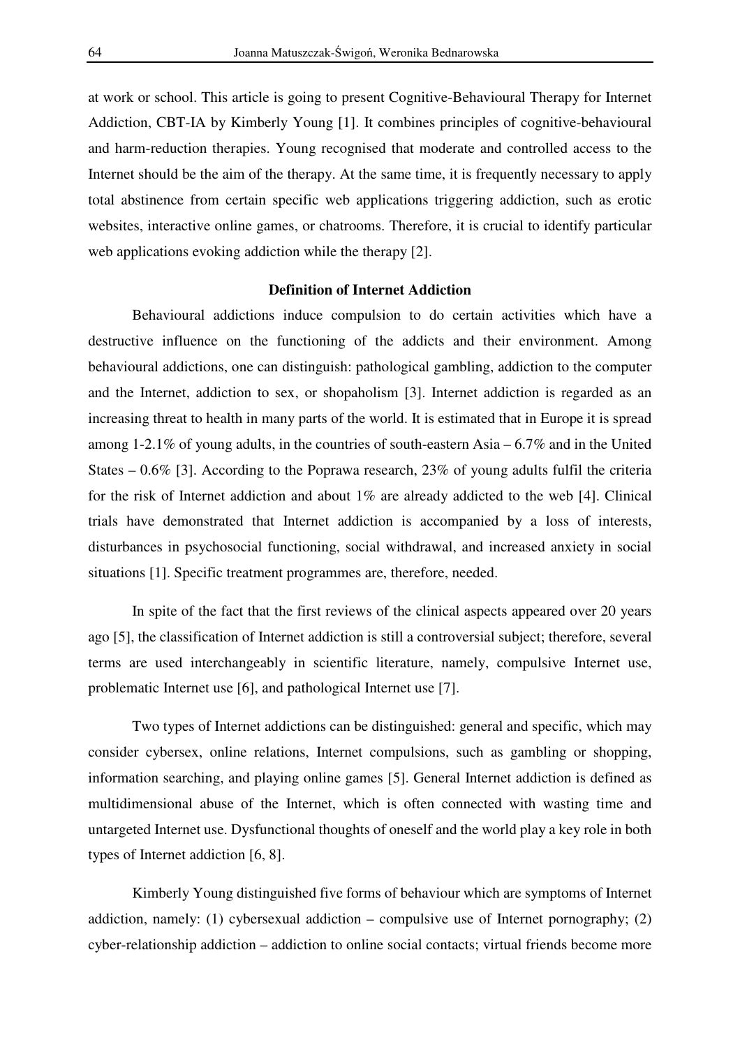at work or school. This article is going to present Cognitive-Behavioural Therapy for Internet Addiction, CBT-IA by Kimberly Young [1]. It combines principles of cognitive-behavioural and harm-reduction therapies. Young recognised that moderate and controlled access to the Internet should be the aim of the therapy. At the same time, it is frequently necessary to apply total abstinence from certain specific web applications triggering addiction, such as erotic websites, interactive online games, or chatrooms. Therefore, it is crucial to identify particular web applications evoking addiction while the therapy [2].

## Definition of Internet Addiction

Behavioural addictions induce compulsion to do certain activities which have a destructive influence on the functioning of the addicts and their environment. Among behavioural addictions, one can distinguish: pathological gambling, addiction to the computer and the Internet, addiction to sex, or shopaholism [3]. Internet addiction is regarded as an increasing threat to health in many parts of the world. It is estimated that in Europe it is spread among 1-2.1% of young adults, in the countries of south-eastern Asia – 6.7% and in the United States – 0.6% [3]. According to the Poprawa research, 23% of young adults fulfil the criteria for the risk of Internet addiction and about 1% are already addicted to the web [4]. Clinical trials have demonstrated that Internet addiction is accompanied by a loss of interests, disturbances in psychosocial functioning, social withdrawal, and increased anxiety in social situations [1]. Specific treatment programmes are, therefore, needed.

In spite of the fact that the first reviews of the clinical aspects appeared over 20 years ago [5], the classification of Internet addiction is still a controversial subject; therefore, several terms are used interchangeably in scientific literature, namely, compulsive Internet use, problematic Internet use [6], and pathological Internet use [7].

Two types of Internet addictions can be distinguished: general and specific, which may consider cybersex, online relations, Internet compulsions, such as gambling or shopping, information searching, and playing online games [5]. General Internet addiction is defined as multidimensional abuse of the Internet, which is often connected with wasting time and untargeted Internet use. Dysfunctional thoughts of oneself and the world play a key role in both types of Internet addiction [6, 8].

Kimberly Young distinguished five forms of behaviour which are symptoms of Internet addiction, namely: (1) cybersexual addiction – compulsive use of Internet pornography; (2) cyber-relationship addiction – addiction to online social contacts; virtual friends become more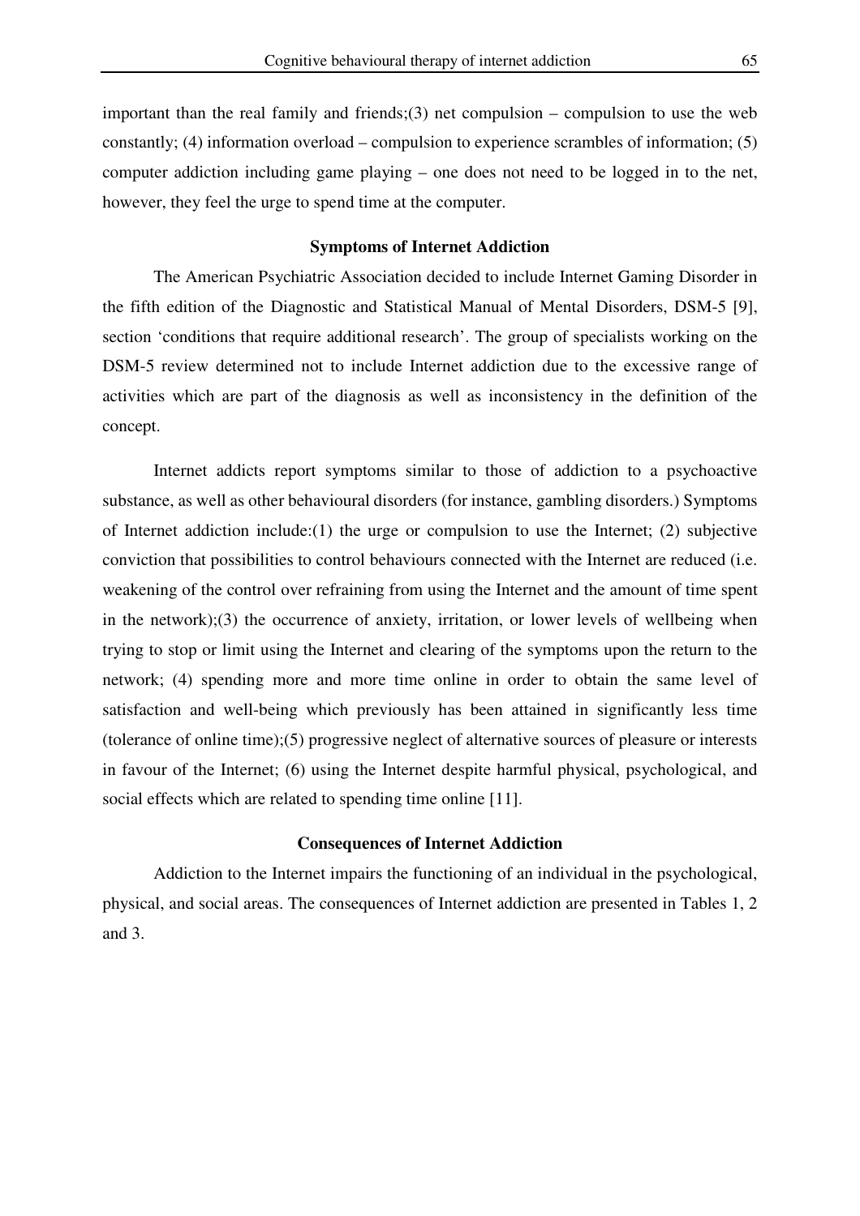important than the real family and friends;(3) net compulsion – compulsion to use the web constantly; (4) information overload – compulsion to experience scrambles of information; (5) computer addiction including game playing – one does not need to be logged in to the net, however, they feel the urge to spend time at the computer.

### Symptoms of Internet Addiction

The American Psychiatric Association decided to include Internet Gaming Disorder in the fifth edition of the Diagnostic and Statistical Manual of Mental Disorders, DSM-5 [9], section 'conditions that require additional research'. The group of specialists working on the DSM-5 review determined not to include Internet addiction due to the excessive range of activities which are part of the diagnosis as well as inconsistency in the definition of the concept.

Internet addicts report symptoms similar to those of addiction to a psychoactive substance, as well as other behavioural disorders (for instance, gambling disorders.) Symptoms of Internet addiction include:(1) the urge or compulsion to use the Internet; (2) subjective conviction that possibilities to control behaviours connected with the Internet are reduced (i.e. weakening of the control over refraining from using the Internet and the amount of time spent in the network);(3) the occurrence of anxiety, irritation, or lower levels of wellbeing when trying to stop or limit using the Internet and clearing of the symptoms upon the return to the network; (4) spending more and more time online in order to obtain the same level of satisfaction and well-being which previously has been attained in significantly less time (tolerance of online time);(5) progressive neglect of alternative sources of pleasure or interests in favour of the Internet; (6) using the Internet despite harmful physical, psychological, and social effects which are related to spending time online [11].

### Consequences of Internet Addiction

Addiction to the Internet impairs the functioning of an individual in the psychological, physical, and social areas. The consequences of Internet addiction are presented in Tables 1, 2 and 3.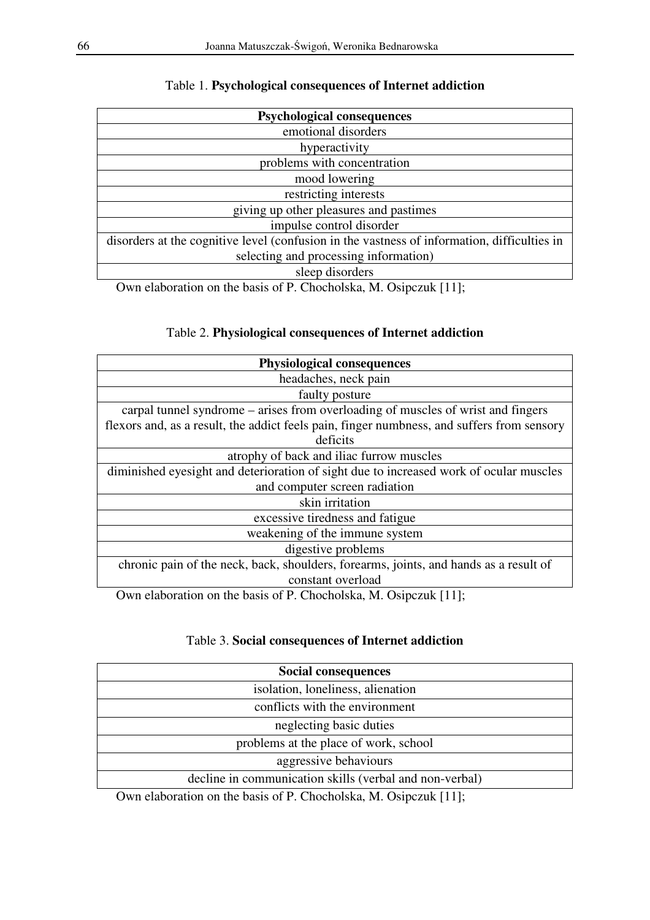Table 1. **Psychological consequences of Internet addiction**

| **Psychological consequences** |
|---|
| emotional disorders |
| hyperactivity |
| problems with concentration |
| mood lowering |
| restricting interests |
| giving up other pleasures and pastimes |
| impulse control disorder |
| disorders at the cognitive level (confusion in the vastness of information, difficulties in selecting and processing information) |
| sleep disorders |

Own elaboration on the basis of P. Chocholska, M. Osipczuk [11];

Table 2. **Physiological consequences of Internet addiction**

| **Physiological consequences** |
|---|
| headaches, neck pain |
| faulty posture |
| carpal tunnel syndrome – arises from overloading of muscles of wrist and fingers flexors and, as a result, the addict feels pain, finger numbness, and suffers from sensory deficits |
| atrophy of back and iliac furrow muscles |
| diminished eyesight and deterioration of sight due to increased work of ocular muscles and computer screen radiation |
| skin irritation |
| excessive tiredness and fatigue |
| weakening of the immune system |
| digestive problems |
| chronic pain of the neck, back, shoulders, forearms, joints, and hands as a result of constant overload |

Own elaboration on the basis of P. Chocholska, M. Osipczuk [11];

Table 3. **Social consequences of Internet addiction**

| **Social consequences** |
|---|
| isolation, loneliness, alienation |
| conflicts with the environment |
| neglecting basic duties |
| problems at the place of work, school |
| aggressive behaviours |
| decline in communication skills (verbal and non-verbal) |

Own elaboration on the basis of P. Chocholska, M. Osipczuk [11];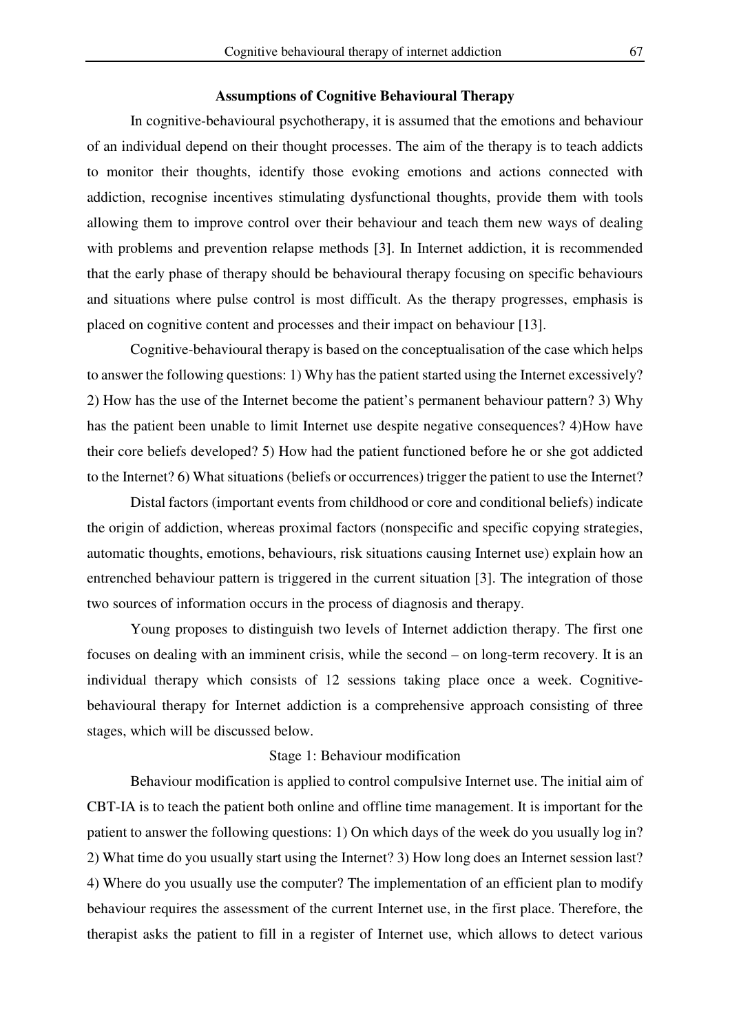## Assumptions of Cognitive Behavioural Therapy

In cognitive-behavioural psychotherapy, it is assumed that the emotions and behaviour of an individual depend on their thought processes. The aim of the therapy is to teach addicts to monitor their thoughts, identify those evoking emotions and actions connected with addiction, recognise incentives stimulating dysfunctional thoughts, provide them with tools allowing them to improve control over their behaviour and teach them new ways of dealing with problems and prevention relapse methods [3]. In Internet addiction, it is recommended that the early phase of therapy should be behavioural therapy focusing on specific behaviours and situations where pulse control is most difficult. As the therapy progresses, emphasis is placed on cognitive content and processes and their impact on behaviour [13].

Cognitive-behavioural therapy is based on the conceptualisation of the case which helps to answer the following questions: 1) Why has the patient started using the Internet excessively? 2) How has the use of the Internet become the patient's permanent behaviour pattern? 3) Why has the patient been unable to limit Internet use despite negative consequences? 4)How have their core beliefs developed? 5) How had the patient functioned before he or she got addicted to the Internet? 6) What situations (beliefs or occurrences) trigger the patient to use the Internet?

Distal factors (important events from childhood or core and conditional beliefs) indicate the origin of addiction, whereas proximal factors (nonspecific and specific copying strategies, automatic thoughts, emotions, behaviours, risk situations causing Internet use) explain how an entrenched behaviour pattern is triggered in the current situation [3]. The integration of those two sources of information occurs in the process of diagnosis and therapy.

Young proposes to distinguish two levels of Internet addiction therapy. The first one focuses on dealing with an imminent crisis, while the second – on long-term recovery. It is an individual therapy which consists of 12 sessions taking place once a week. Cognitive-behavioural therapy for Internet addiction is a comprehensive approach consisting of three stages, which will be discussed below.

### Stage 1: Behaviour modification

Behaviour modification is applied to control compulsive Internet use. The initial aim of CBT-IA is to teach the patient both online and offline time management. It is important for the patient to answer the following questions: 1) On which days of the week do you usually log in? 2) What time do you usually start using the Internet? 3) How long does an Internet session last? 4) Where do you usually use the computer? The implementation of an efficient plan to modify behaviour requires the assessment of the current Internet use, in the first place. Therefore, the therapist asks the patient to fill in a register of Internet use, which allows to detect various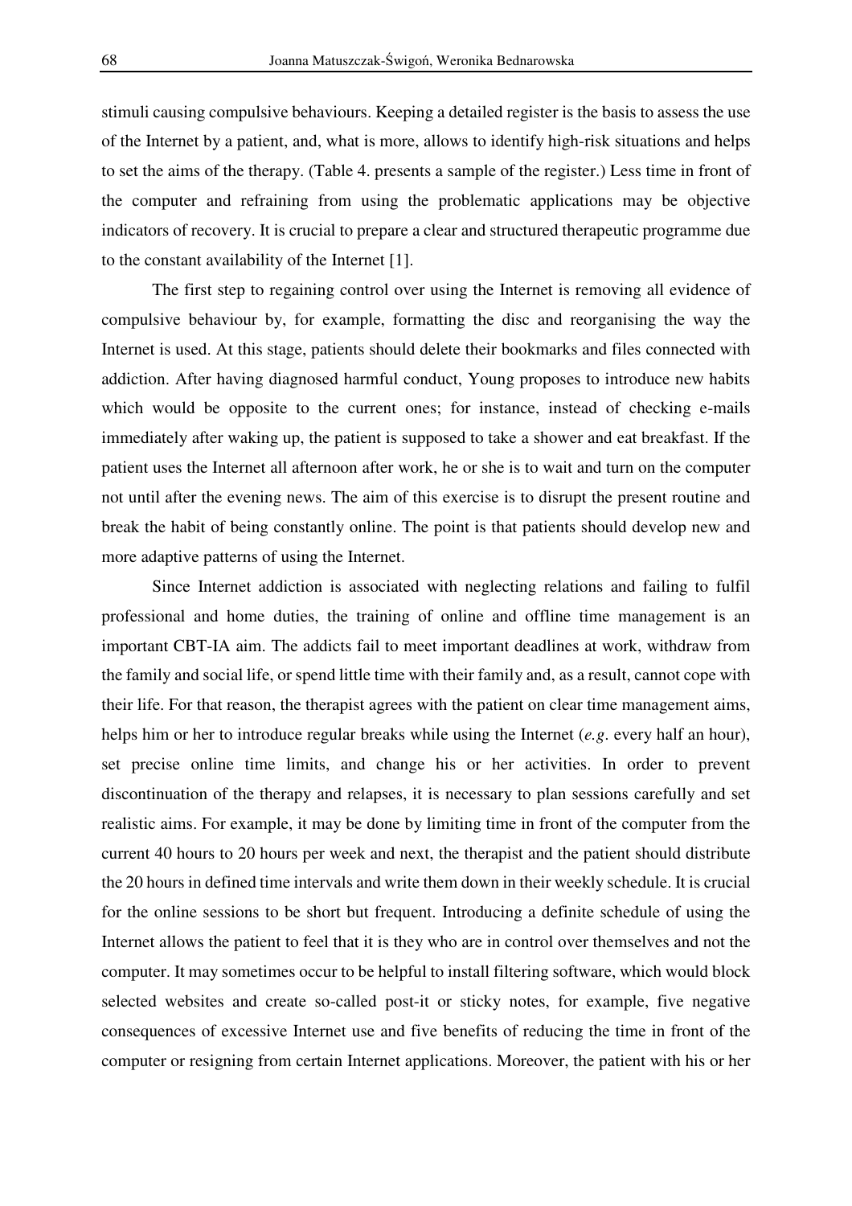stimuli causing compulsive behaviours. Keeping a detailed register is the basis to assess the use of the Internet by a patient, and, what is more, allows to identify high-risk situations and helps to set the aims of the therapy. (Table 4. presents a sample of the register.) Less time in front of the computer and refraining from using the problematic applications may be objective indicators of recovery. It is crucial to prepare a clear and structured therapeutic programme due to the constant availability of the Internet [1].

The first step to regaining control over using the Internet is removing all evidence of compulsive behaviour by, for example, formatting the disc and reorganising the way the Internet is used. At this stage, patients should delete their bookmarks and files connected with addiction. After having diagnosed harmful conduct, Young proposes to introduce new habits which would be opposite to the current ones; for instance, instead of checking e-mails immediately after waking up, the patient is supposed to take a shower and eat breakfast. If the patient uses the Internet all afternoon after work, he or she is to wait and turn on the computer not until after the evening news. The aim of this exercise is to disrupt the present routine and break the habit of being constantly online. The point is that patients should develop new and more adaptive patterns of using the Internet.

Since Internet addiction is associated with neglecting relations and failing to fulfil professional and home duties, the training of online and offline time management is an important CBT-IA aim. The addicts fail to meet important deadlines at work, withdraw from the family and social life, or spend little time with their family and, as a result, cannot cope with their life. For that reason, the therapist agrees with the patient on clear time management aims, helps him or her to introduce regular breaks while using the Internet (*e.g*. every half an hour), set precise online time limits, and change his or her activities. In order to prevent discontinuation of the therapy and relapses, it is necessary to plan sessions carefully and set realistic aims. For example, it may be done by limiting time in front of the computer from the current 40 hours to 20 hours per week and next, the therapist and the patient should distribute the 20 hours in defined time intervals and write them down in their weekly schedule. It is crucial for the online sessions to be short but frequent. Introducing a definite schedule of using the Internet allows the patient to feel that it is they who are in control over themselves and not the computer. It may sometimes occur to be helpful to install filtering software, which would block selected websites and create so-called post-it or sticky notes, for example, five negative consequences of excessive Internet use and five benefits of reducing the time in front of the computer or resigning from certain Internet applications. Moreover, the patient with his or her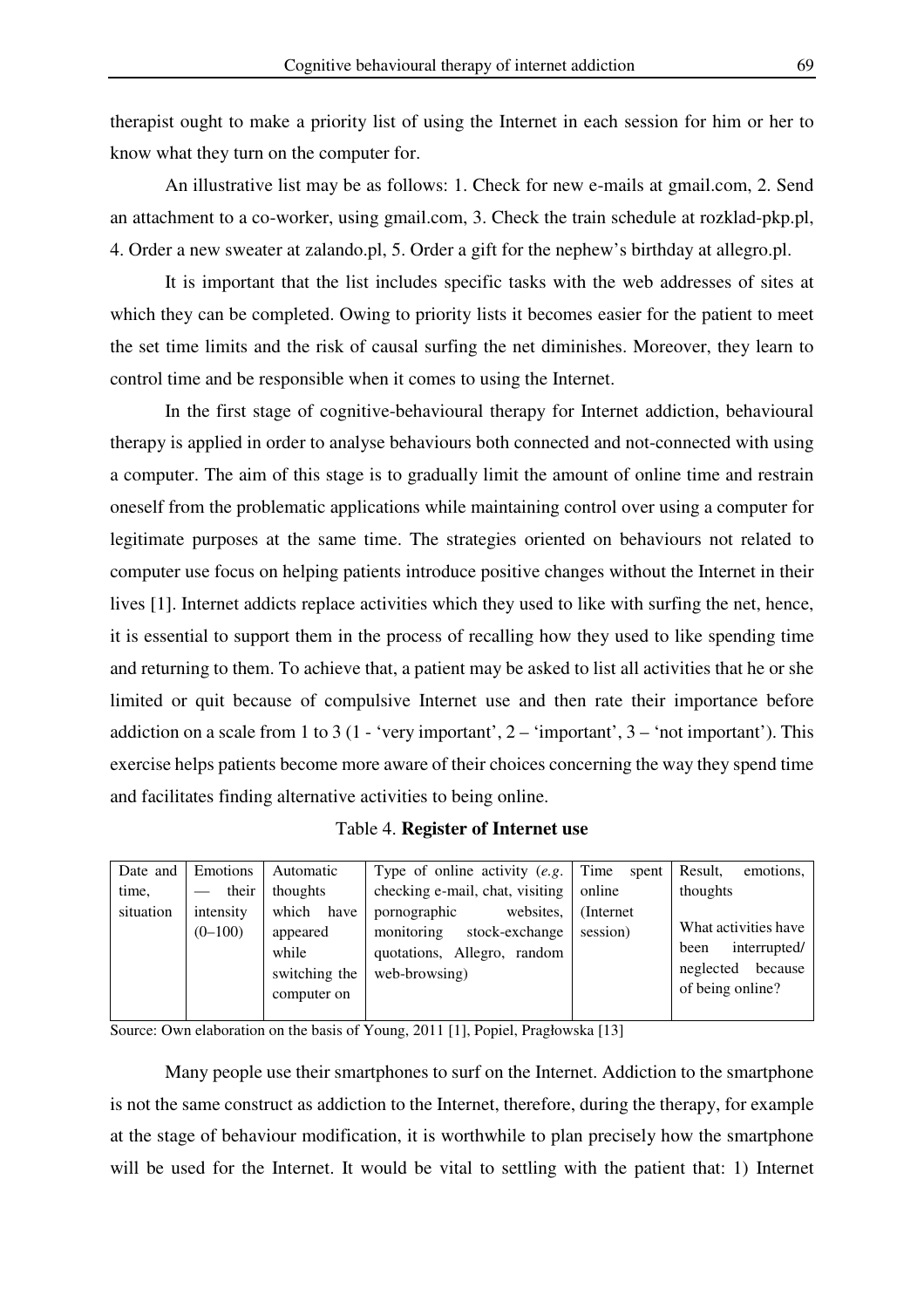therapist ought to make a priority list of using the Internet in each session for him or her to know what they turn on the computer for.

An illustrative list may be as follows: 1. Check for new e-mails at gmail.com, 2. Send an attachment to a co-worker, using gmail.com, 3. Check the train schedule at rozklad-pkp.pl, 4. Order a new sweater at zalando.pl, 5. Order a gift for the nephew's birthday at allegro.pl.

It is important that the list includes specific tasks with the web addresses of sites at which they can be completed. Owing to priority lists it becomes easier for the patient to meet the set time limits and the risk of causal surfing the net diminishes. Moreover, they learn to control time and be responsible when it comes to using the Internet.

In the first stage of cognitive-behavioural therapy for Internet addiction, behavioural therapy is applied in order to analyse behaviours both connected and not-connected with using a computer. The aim of this stage is to gradually limit the amount of online time and restrain oneself from the problematic applications while maintaining control over using a computer for legitimate purposes at the same time. The strategies oriented on behaviours not related to computer use focus on helping patients introduce positive changes without the Internet in their lives [1]. Internet addicts replace activities which they used to like with surfing the net, hence, it is essential to support them in the process of recalling how they used to like spending time and returning to them. To achieve that, a patient may be asked to list all activities that he or she limited or quit because of compulsive Internet use and then rate their importance before addiction on a scale from 1 to 3 (1 - 'very important', 2 – 'important', 3 – 'not important'). This exercise helps patients become more aware of their choices concerning the way they spend time and facilitates finding alternative activities to being online.

Table 4. **Register of Internet use**

| Date and time, situation | Emotions — their intensity (0–100) | Automatic thoughts which have appeared while switching the computer on | Type of online activity (*e.g.* checking e-mail, chat, visiting pornographic websites, monitoring stock-exchange quotations, Allegro, random web-browsing) | Time spent online (Internet session) | Result, emotions, thoughts<br><br>What activities have been interrupted/ neglected because of being online? |
|---|---|---|---|---|---|
| | | | | | |

Source: Own elaboration on the basis of Young, 2011 [1], Popiel, Prągłowska [13]

Many people use their smartphones to surf on the Internet. Addiction to the smartphone is not the same construct as addiction to the Internet, therefore, during the therapy, for example at the stage of behaviour modification, it is worthwhile to plan precisely how the smartphone will be used for the Internet. It would be vital to settling with the patient that: 1) Internet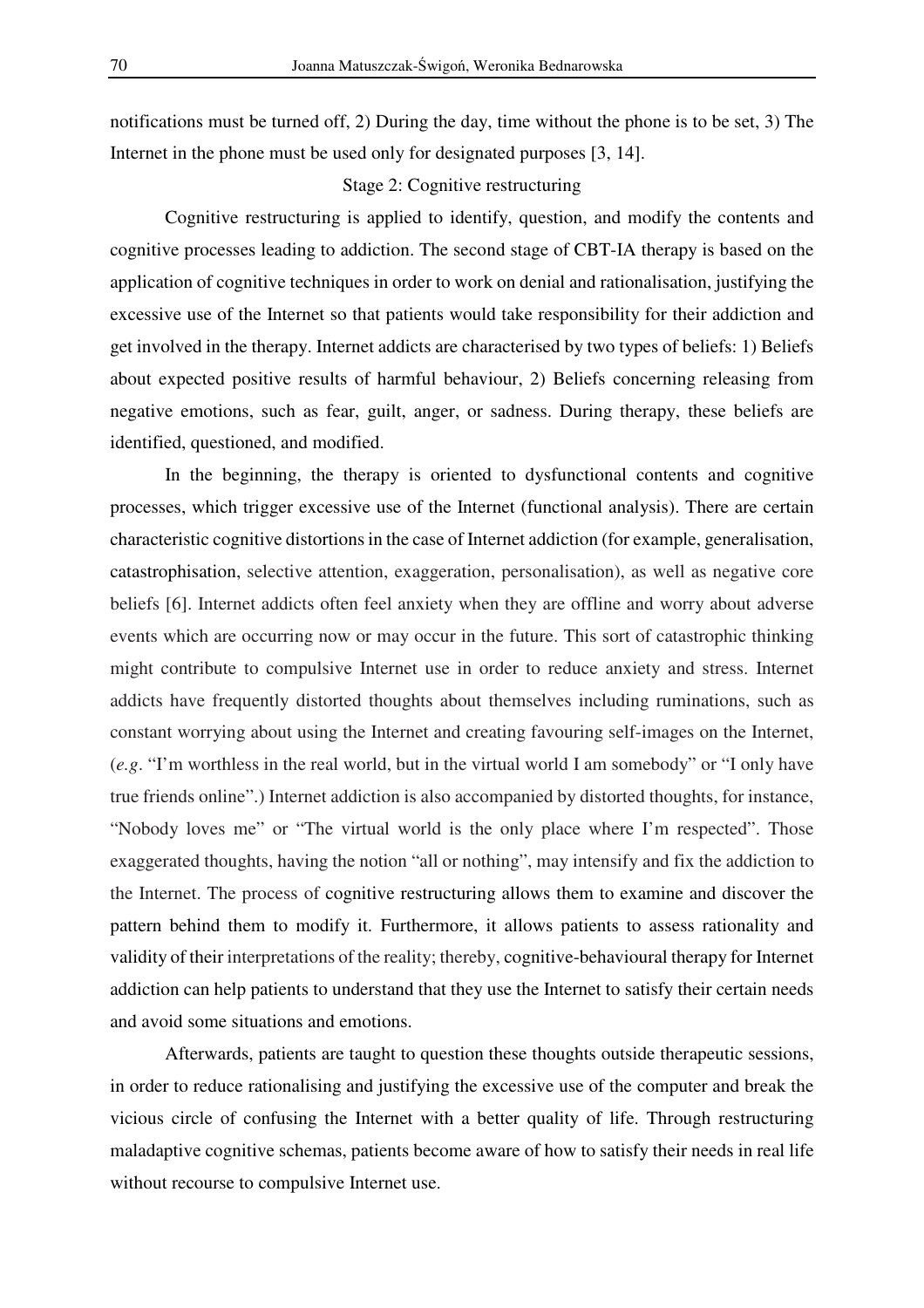notifications must be turned off, 2) During the day, time without the phone is to be set, 3) The Internet in the phone must be used only for designated purposes [3, 14].

### Stage 2: Cognitive restructuring

Cognitive restructuring is applied to identify, question, and modify the contents and cognitive processes leading to addiction. The second stage of CBT-IA therapy is based on the application of cognitive techniques in order to work on denial and rationalisation, justifying the excessive use of the Internet so that patients would take responsibility for their addiction and get involved in the therapy. Internet addicts are characterised by two types of beliefs: 1) Beliefs about expected positive results of harmful behaviour, 2) Beliefs concerning releasing from negative emotions, such as fear, guilt, anger, or sadness. During therapy, these beliefs are identified, questioned, and modified.

In the beginning, the therapy is oriented to dysfunctional contents and cognitive processes, which trigger excessive use of the Internet (functional analysis). There are certain characteristic cognitive distortions in the case of Internet addiction (for example, generalisation, catastrophisation, selective attention, exaggeration, personalisation), as well as negative core beliefs [6]. Internet addicts often feel anxiety when they are offline and worry about adverse events which are occurring now or may occur in the future. This sort of catastrophic thinking might contribute to compulsive Internet use in order to reduce anxiety and stress. Internet addicts have frequently distorted thoughts about themselves including ruminations, such as constant worrying about using the Internet and creating favouring self-images on the Internet, (*e.g*. "I'm worthless in the real world, but in the virtual world I am somebody" or "I only have true friends online".) Internet addiction is also accompanied by distorted thoughts, for instance, "Nobody loves me" or "The virtual world is the only place where I'm respected". Those exaggerated thoughts, having the notion "all or nothing", may intensify and fix the addiction to the Internet. The process of cognitive restructuring allows them to examine and discover the pattern behind them to modify it. Furthermore, it allows patients to assess rationality and validity of their interpretations of the reality; thereby, cognitive-behavioural therapy for Internet addiction can help patients to understand that they use the Internet to satisfy their certain needs and avoid some situations and emotions.

Afterwards, patients are taught to question these thoughts outside therapeutic sessions, in order to reduce rationalising and justifying the excessive use of the computer and break the vicious circle of confusing the Internet with a better quality of life. Through restructuring maladaptive cognitive schemas, patients become aware of how to satisfy their needs in real life without recourse to compulsive Internet use.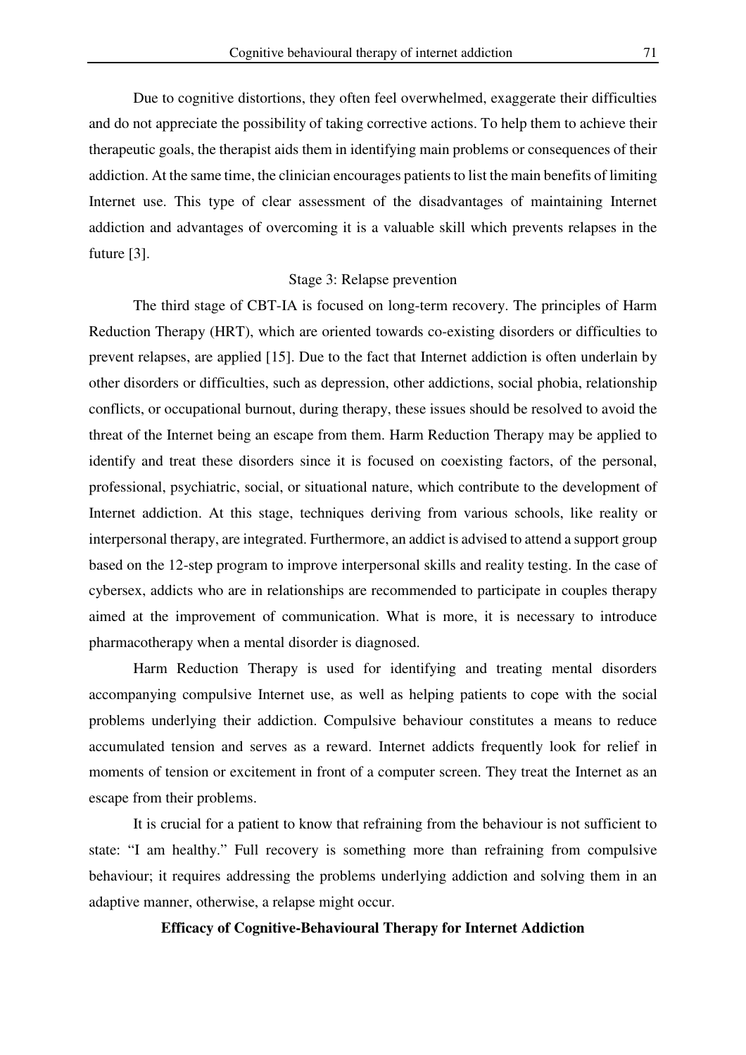Due to cognitive distortions, they often feel overwhelmed, exaggerate their difficulties and do not appreciate the possibility of taking corrective actions. To help them to achieve their therapeutic goals, the therapist aids them in identifying main problems or consequences of their addiction. At the same time, the clinician encourages patients to list the main benefits of limiting Internet use. This type of clear assessment of the disadvantages of maintaining Internet addiction and advantages of overcoming it is a valuable skill which prevents relapses in the future [3].

### Stage 3: Relapse prevention

The third stage of CBT-IA is focused on long-term recovery. The principles of Harm Reduction Therapy (HRT), which are oriented towards co-existing disorders or difficulties to prevent relapses, are applied [15]. Due to the fact that Internet addiction is often underlain by other disorders or difficulties, such as depression, other addictions, social phobia, relationship conflicts, or occupational burnout, during therapy, these issues should be resolved to avoid the threat of the Internet being an escape from them. Harm Reduction Therapy may be applied to identify and treat these disorders since it is focused on coexisting factors, of the personal, professional, psychiatric, social, or situational nature, which contribute to the development of Internet addiction. At this stage, techniques deriving from various schools, like reality or interpersonal therapy, are integrated. Furthermore, an addict is advised to attend a support group based on the 12-step program to improve interpersonal skills and reality testing. In the case of cybersex, addicts who are in relationships are recommended to participate in couples therapy aimed at the improvement of communication. What is more, it is necessary to introduce pharmacotherapy when a mental disorder is diagnosed.

Harm Reduction Therapy is used for identifying and treating mental disorders accompanying compulsive Internet use, as well as helping patients to cope with the social problems underlying their addiction. Compulsive behaviour constitutes a means to reduce accumulated tension and serves as a reward. Internet addicts frequently look for relief in moments of tension or excitement in front of a computer screen. They treat the Internet as an escape from their problems.

It is crucial for a patient to know that refraining from the behaviour is not sufficient to state: "I am healthy." Full recovery is something more than refraining from compulsive behaviour; it requires addressing the problems underlying addiction and solving them in an adaptive manner, otherwise, a relapse might occur.

## Efficacy of Cognitive-Behavioural Therapy for Internet Addiction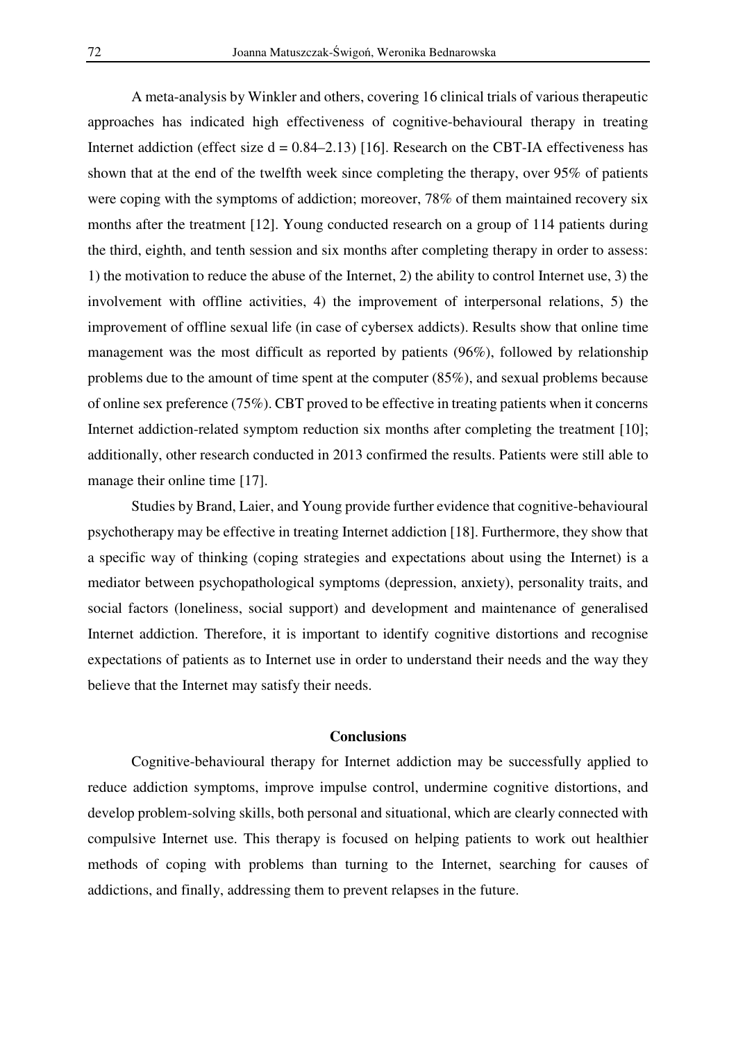A meta-analysis by Winkler and others, covering 16 clinical trials of various therapeutic approaches has indicated high effectiveness of cognitive-behavioural therapy in treating Internet addiction (effect size d = 0.84–2.13) [16]. Research on the CBT-IA effectiveness has shown that at the end of the twelfth week since completing the therapy, over 95% of patients were coping with the symptoms of addiction; moreover, 78% of them maintained recovery six months after the treatment [12]. Young conducted research on a group of 114 patients during the third, eighth, and tenth session and six months after completing therapy in order to assess: 1) the motivation to reduce the abuse of the Internet, 2) the ability to control Internet use, 3) the involvement with offline activities, 4) the improvement of interpersonal relations, 5) the improvement of offline sexual life (in case of cybersex addicts). Results show that online time management was the most difficult as reported by patients (96%), followed by relationship problems due to the amount of time spent at the computer (85%), and sexual problems because of online sex preference (75%). CBT proved to be effective in treating patients when it concerns Internet addiction-related symptom reduction six months after completing the treatment [10]; additionally, other research conducted in 2013 confirmed the results. Patients were still able to manage their online time [17].

Studies by Brand, Laier, and Young provide further evidence that cognitive-behavioural psychotherapy may be effective in treating Internet addiction [18]. Furthermore, they show that a specific way of thinking (coping strategies and expectations about using the Internet) is a mediator between psychopathological symptoms (depression, anxiety), personality traits, and social factors (loneliness, social support) and development and maintenance of generalised Internet addiction. Therefore, it is important to identify cognitive distortions and recognise expectations of patients as to Internet use in order to understand their needs and the way they believe that the Internet may satisfy their needs.

## Conclusions

Cognitive-behavioural therapy for Internet addiction may be successfully applied to reduce addiction symptoms, improve impulse control, undermine cognitive distortions, and develop problem-solving skills, both personal and situational, which are clearly connected with compulsive Internet use. This therapy is focused on helping patients to work out healthier methods of coping with problems than turning to the Internet, searching for causes of addictions, and finally, addressing them to prevent relapses in the future.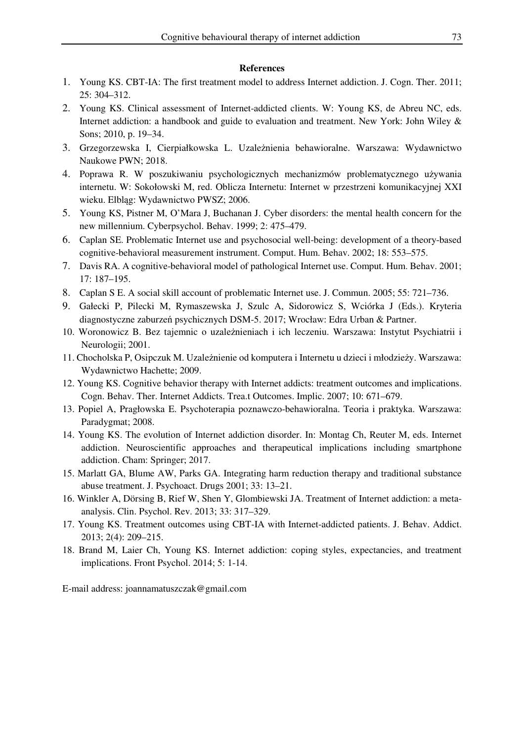**References**

1. Young KS. CBT-IA: The first treatment model to address Internet addiction. J. Cogn. Ther. 2011; 25: 304–312.
2. Young KS. Clinical assessment of Internet-addicted clients. W: Young KS, de Abreu NC, eds. Internet addiction: a handbook and guide to evaluation and treatment. New York: John Wiley & Sons; 2010, p. 19–34.
3. Grzegorzewska I, Cierpiałkowska L. Uzależnienia behawioralne. Warszawa: Wydawnictwo Naukowe PWN; 2018.
4. Poprawa R. W poszukiwaniu psychologicznych mechanizmów problematycznego używania internetu. W: Sokołowski M, red. Oblicza Internetu: Internet w przestrzeni komunikacyjnej XXI wieku. Elbląg: Wydawnictwo PWSZ; 2006.
5. Young KS, Pistner M, O'Mara J, Buchanan J. Cyber disorders: the mental health concern for the new millennium. Cyberpsychol. Behav. 1999; 2: 475–479.
6. Caplan SE. Problematic Internet use and psychosocial well-being: development of a theory-based cognitive-behavioral measurement instrument. Comput. Hum. Behav. 2002; 18: 553–575.
7. Davis RA. A cognitive-behavioral model of pathological Internet use. Comput. Hum. Behav. 2001; 17: 187–195.
8. Caplan S E. A social skill account of problematic Internet use. J. Commun. 2005; 55: 721–736.
9. Gałecki P, Pilecki M, Rymaszewska J, Szulc A, Sidorowicz S, Wciórka J (Eds.). Kryteria diagnostyczne zaburzeń psychicznych DSM-5. 2017; Wrocław: Edra Urban & Partner.
10. Woronowicz B. Bez tajemnic o uzależnieniach i ich leczeniu. Warszawa: Instytut Psychiatrii i Neurologii; 2001.
11. Chocholska P, Osipczuk M. Uzależnienie od komputera i Internetu u dzieci i młodzieży. Warszawa: Wydawnictwo Hachette; 2009.
12. Young KS. Cognitive behavior therapy with Internet addicts: treatment outcomes and implications. Cogn. Behav. Ther. Internet Addicts. Trea.t Outcomes. Implic. 2007; 10: 671–679.
13. Popiel A, Pragłowska E. Psychoterapia poznawczo-behawioralna. Teoria i praktyka. Warszawa: Paradygmat; 2008.
14. Young KS. The evolution of Internet addiction disorder. In: Montag Ch, Reuter M, eds. Internet addiction. Neuroscientific approaches and therapeutical implications including smartphone addiction. Cham: Springer; 2017.
15. Marlatt GA, Blume AW, Parks GA. Integrating harm reduction therapy and traditional substance abuse treatment. J. Psychoact. Drugs 2001; 33: 13–21.
16. Winkler A, Dörsing B, Rief W, Shen Y, Glombiewski JA. Treatment of Internet addiction: a meta-analysis. Clin. Psychol. Rev. 2013; 33: 317–329.
17. Young KS. Treatment outcomes using CBT-IA with Internet-addicted patients. J. Behav. Addict. 2013; 2(4): 209–215.
18. Brand M, Laier Ch, Young KS. Internet addiction: coping styles, expectancies, and treatment implications. Front Psychol. 2014; 5: 1-14.

E-mail address: joannamatuszczak@gmail.com